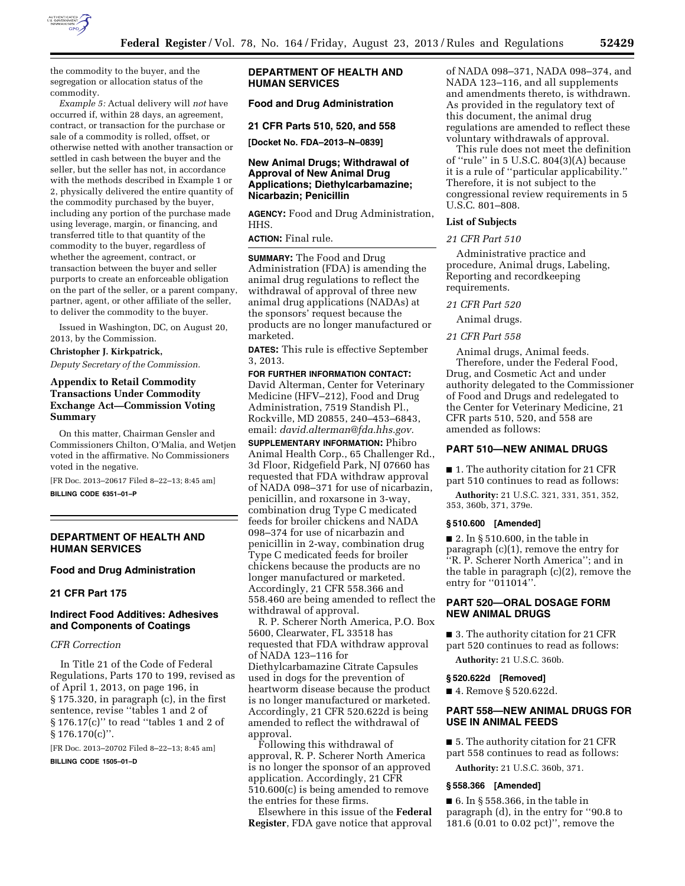the commodity to the buyer, and the segregation or allocation status of the commodity.

*Example 5:* Actual delivery will *not* have occurred if, within 28 days, an agreement, contract, or transaction for the purchase or sale of a commodity is rolled, offset, or otherwise netted with another transaction or settled in cash between the buyer and the seller, but the seller has not, in accordance with the methods described in Example 1 or 2, physically delivered the entire quantity of the commodity purchased by the buyer, including any portion of the purchase made using leverage, margin, or financing, and transferred title to that quantity of the commodity to the buyer, regardless of whether the agreement, contract, or transaction between the buyer and seller purports to create an enforceable obligation on the part of the seller, or a parent company, partner, agent, or other affiliate of the seller, to deliver the commodity to the buyer.

Issued in Washington, DC, on August 20, 2013, by the Commission.

**Christopher J. Kirkpatrick,**

*Deputy Secretary of the Commission.*

### Appendix to Retail Commodity Transactions Under Commodity Exchange Act—Commission Voting Summary

On this matter, Chairman Gensler and Commissioners Chilton, O'Malia, and Wetjen voted in the affirmative. No Commissioners voted in the negative.

[FR Doc. 2013–20617 Filed 8–22–13; 8:45 am]

**BILLING CODE 6351–01–P**

---

## DEPARTMENT OF HEALTH AND HUMAN SERVICES

### Food and Drug Administration

### 21 CFR Part 175

### Indirect Food Additives: Adhesives and Components of Coatings

*CFR Correction*

In Title 21 of the Code of Federal Regulations, Parts 170 to 199, revised as of April 1, 2013, on page 196, in § 175.320, in paragraph (c), in the first sentence, revise ''tables 1 and 2 of § 176.17(c)'' to read ''tables 1 and 2 of § 176.170(c)''.

[FR Doc. 2013–20702 Filed 8–22–13; 8:45 am]

**BILLING CODE 1505–01–D**

---

## DEPARTMENT OF HEALTH AND HUMAN SERVICES

### Food and Drug Administration

### 21 CFR Parts 510, 520, and 558

**[Docket No. FDA–2013–N–0839]**

### New Animal Drugs; Withdrawal of Approval of New Animal Drug Applications; Diethylcarbamazine; Nicarbazin; Penicillin

**AGENCY:** Food and Drug Administration, HHS.

**ACTION:** Final rule.

**SUMMARY:** The Food and Drug Administration (FDA) is amending the animal drug regulations to reflect the withdrawal of approval of three new animal drug applications (NADAs) at the sponsors' request because the products are no longer manufactured or marketed.

**DATES:** This rule is effective September 3, 2013.

**FOR FURTHER INFORMATION CONTACT:** David Alterman, Center for Veterinary Medicine (HFV–212), Food and Drug Administration, 7519 Standish Pl., Rockville, MD 20855, 240–453–6843, email: *david.alterman@fda.hhs.gov.*

**SUPPLEMENTARY INFORMATION:** Phibro Animal Health Corp., 65 Challenger Rd., 3d Floor, Ridgefield Park, NJ 07660 has requested that FDA withdraw approval of NADA 098–371 for use of nicarbazin, penicillin, and roxarsone in 3-way, combination drug Type C medicated feeds for broiler chickens and NADA 098–374 for use of nicarbazin and penicillin in 2-way, combination drug Type C medicated feeds for broiler chickens because the products are no longer manufactured or marketed. Accordingly, 21 CFR 558.366 and 558.460 are being amended to reflect the withdrawal of approval.

R. P. Scherer North America, P.O. Box 5600, Clearwater, FL 33518 has requested that FDA withdraw approval of NADA 123–116 for Diethylcarbamazine Citrate Capsules used in dogs for the prevention of heartworm disease because the product is no longer manufactured or marketed. Accordingly, 21 CFR 520.622d is being amended to reflect the withdrawal of approval.

Following this withdrawal of approval, R. P. Scherer North America is no longer the sponsor of an approved application. Accordingly, 21 CFR 510.600(c) is being amended to remove the entries for these firms.

Elsewhere in this issue of the **Federal Register**, FDA gave notice that approval of NADA 098–371, NADA 098–374, and NADA 123–116, and all supplements and amendments thereto, is withdrawn. As provided in the regulatory text of this document, the animal drug regulations are amended to reflect these voluntary withdrawals of approval.

This rule does not meet the definition of ''rule'' in 5 U.S.C. 804(3)(A) because it is a rule of ''particular applicability.'' Therefore, it is not subject to the congressional review requirements in 5 U.S.C. 801–808.

**List of Subjects**

*21 CFR Part 510*

Administrative practice and procedure, Animal drugs, Labeling, Reporting and recordkeeping requirements.

*21 CFR Part 520*

Animal drugs.

*21 CFR Part 558*

Animal drugs, Animal feeds.

Therefore, under the Federal Food, Drug, and Cosmetic Act and under authority delegated to the Commissioner of Food and Drugs and redelegated to the Center for Veterinary Medicine, 21 CFR parts 510, 520, and 558 are amended as follows:

### PART 510—NEW ANIMAL DRUGS

■ 1. The authority citation for 21 CFR part 510 continues to read as follows:

**Authority:** 21 U.S.C. 321, 331, 351, 352, 353, 360b, 371, 379e.

**§ 510.600 [Amended]**

■ 2. In § 510.600, in the table in paragraph (c)(1), remove the entry for ''R. P. Scherer North America''; and in the table in paragraph (c)(2), remove the entry for ''011014''.

### PART 520—ORAL DOSAGE FORM NEW ANIMAL DRUGS

■ 3. The authority citation for 21 CFR part 520 continues to read as follows:

**Authority:** 21 U.S.C. 360b.

**§ 520.622d [Removed]**

■ 4. Remove § 520.622d.

### PART 558—NEW ANIMAL DRUGS FOR USE IN ANIMAL FEEDS

■ 5. The authority citation for 21 CFR part 558 continues to read as follows:

**Authority:** 21 U.S.C. 360b, 371.

**§ 558.366 [Amended]**

■ 6. In § 558.366, in the table in paragraph (d), in the entry for ''90.8 to 181.6 (0.01 to 0.02 pct)'', remove the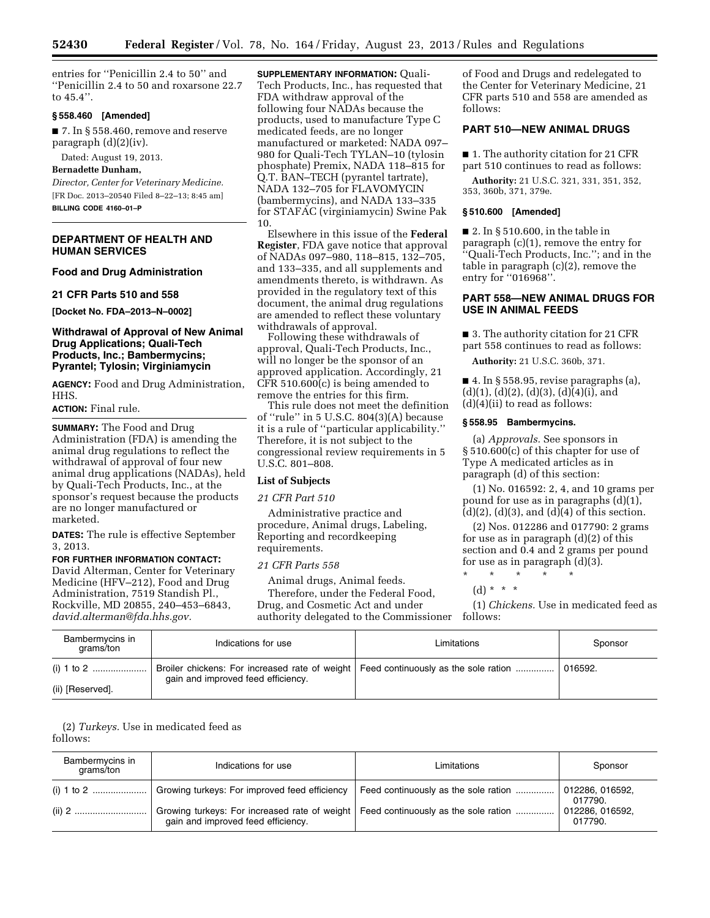entries for ''Penicillin 2.4 to 50'' and ''Penicillin 2.4 to 50 and roxarsone 22.7 to 45.4''.

**§ 558.460 [Amended]**

■ 7. In § 558.460, remove and reserve paragraph (d)(2)(iv).

Dated: August 19, 2013.

**Bernadette Dunham,**

*Director, Center for Veterinary Medicine.*

[FR Doc. 2013–20540 Filed 8–22–13; 8:45 am]

**BILLING CODE 4160–01–P**

## DEPARTMENT OF HEALTH AND HUMAN SERVICES

### Food and Drug Administration

### 21 CFR Parts 510 and 558

**[Docket No. FDA–2013–N–0002]**

### Withdrawal of Approval of New Animal Drug Applications; Quali-Tech Products, Inc.; Bambermycins; Pyrantel; Tylosin; Virginiamycin

**AGENCY:** Food and Drug Administration, HHS.

**ACTION:** Final rule.

**SUMMARY:** The Food and Drug Administration (FDA) is amending the animal drug regulations to reflect the withdrawal of approval of four new animal drug applications (NADAs), held by Quali-Tech Products, Inc., at the sponsor's request because the products are no longer manufactured or marketed.

**DATES:** The rule is effective September 3, 2013.

**FOR FURTHER INFORMATION CONTACT:** David Alterman, Center for Veterinary Medicine (HFV–212), Food and Drug Administration, 7519 Standish Pl., Rockville, MD 20855, 240–453–6843, *david.alterman@fda.hhs.gov.*

**SUPPLEMENTARY INFORMATION:** Quali-Tech Products, Inc., has requested that FDA withdraw approval of the following four NADAs because the products, used to manufacture Type C medicated feeds, are no longer manufactured or marketed: NADA 097–980 for Quali-Tech TYLAN–10 (tylosin phosphate) Premix, NADA 118–815 for Q.T. BAN–TECH (pyrantel tartrate), NADA 132–705 for FLAVOMYCIN (bambermycins), and NADA 133–335 for STAFAC (virginiamycin) Swine Pak 10.

Elsewhere in this issue of the **Federal Register**, FDA gave notice that approval of NADAs 097–980, 118–815, 132–705, and 133–335, and all supplements and amendments thereto, is withdrawn. As provided in the regulatory text of this document, the animal drug regulations are amended to reflect these voluntary withdrawals of approval.

Following these withdrawals of approval, Quali-Tech Products, Inc., will no longer be the sponsor of an approved application. Accordingly, 21 CFR 510.600(c) is being amended to remove the entries for this firm.

This rule does not meet the definition of ''rule'' in 5 U.S.C. 804(3)(A) because it is a rule of ''particular applicability.'' Therefore, it is not subject to the congressional review requirements in 5 U.S.C. 801–808.

### List of Subjects

*21 CFR Part 510*

Administrative practice and procedure, Animal drugs, Labeling, Reporting and recordkeeping requirements.

*21 CFR Parts 558*

Animal drugs, Animal feeds.

Therefore, under the Federal Food, Drug, and Cosmetic Act and under authority delegated to the Commissioner of Food and Drugs and redelegated to the Center for Veterinary Medicine, 21 CFR parts 510 and 558 are amended as follows:

## PART 510—NEW ANIMAL DRUGS

■ 1. The authority citation for 21 CFR part 510 continues to read as follows:

**Authority:** 21 U.S.C. 321, 331, 351, 352, 353, 360b, 371, 379e.

**§ 510.600 [Amended]**

■ 2. In § 510.600, in the table in paragraph (c)(1), remove the entry for ''Quali-Tech Products, Inc.''; and in the table in paragraph (c)(2), remove the entry for ''016968''.

## PART 558—NEW ANIMAL DRUGS FOR USE IN ANIMAL FEEDS

■ 3. The authority citation for 21 CFR part 558 continues to read as follows:

**Authority:** 21 U.S.C. 360b, 371.

■ 4. In § 558.95, revise paragraphs (a), (d)(1), (d)(2), (d)(3), (d)(4)(i), and (d)(4)(ii) to read as follows:

**§ 558.95 Bambermycins.**

(a) *Approvals.* See sponsors in § 510.600(c) of this chapter for use of Type A medicated articles as in paragraph (d) of this section:

(1) No. 016592: 2, 4, and 10 grams per pound for use as in paragraphs (d)(1), (d)(2), (d)(3), and (d)(4) of this section.

(2) Nos. 012286 and 017790: 2 grams for use as in paragraph (d)(2) of this section and 0.4 and 2 grams per pound for use as in paragraph (d)(3).

\* \* \* \* \*

(d) \* \* \*

(1) *Chickens.* Use in medicated feed as follows:

| Bambermycins in grams/ton | Indications for use | Limitations | Sponsor |
|---|---|---|---|
| (i) 1 to 2 | Broiler chickens: For increased rate of weight gain and improved feed efficiency. | Feed continuously as the sole ration | 016592. |
| (ii) [Reserved]. | | | |

(2) *Turkeys.* Use in medicated feed as follows:

| Bambermycins in grams/ton | Indications for use | Limitations | Sponsor |
|---|---|---|---|
| (i) 1 to 2 | Growing turkeys: For improved feed efficiency | Feed continuously as the sole ration | 012286, 016592, 017790. |
| (ii) 2 | Growing turkeys: For increased rate of weight gain and improved feed efficiency. | Feed continuously as the sole ration | 012286, 016592, 017790. |